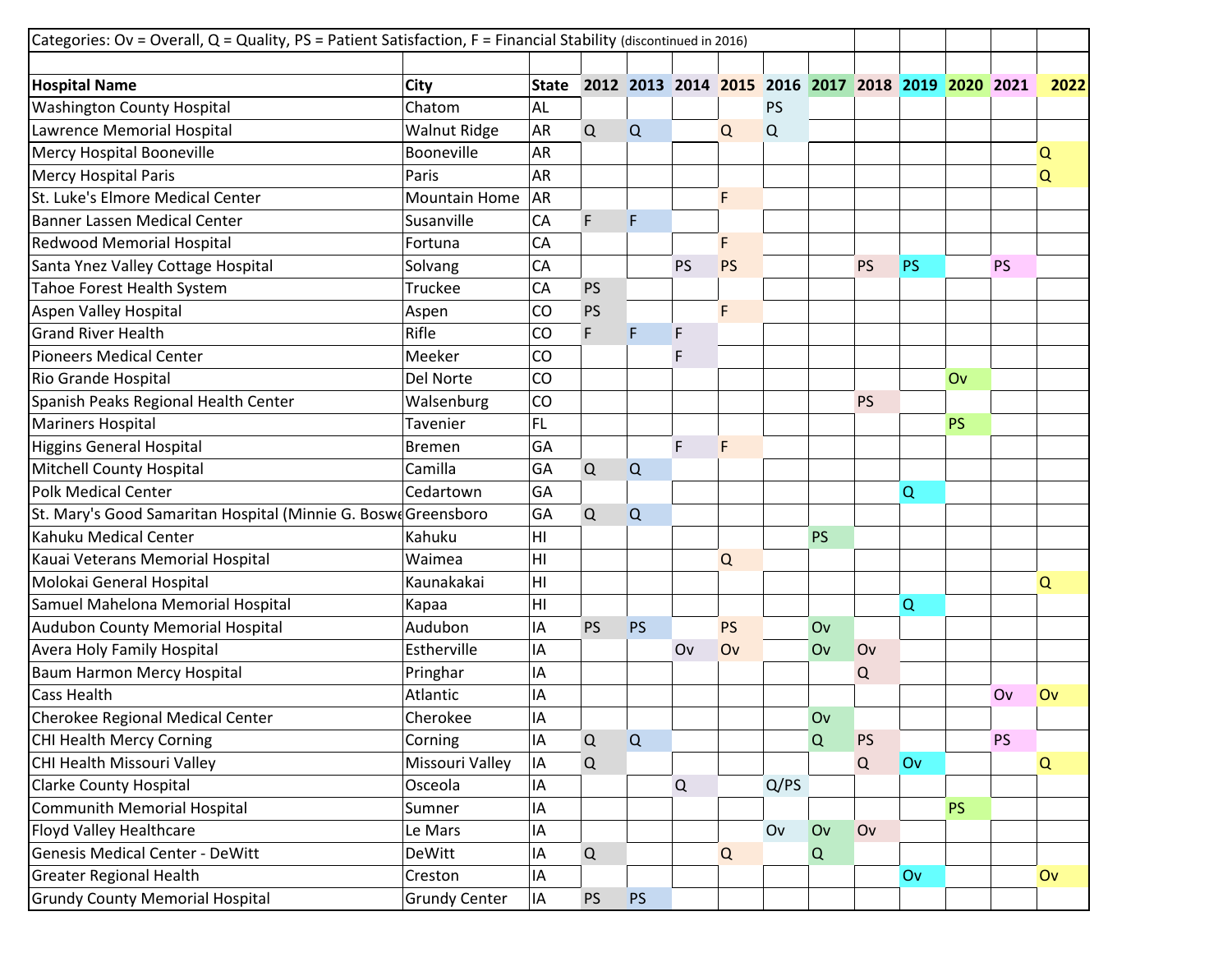Categories: Ov = Overall, Q = Quality, PS = Patient Satisfaction, F = Financial Stability (discontinued in 2016)

| Hospital Name | City | State | 2012 | 2013 | 2014 | 2015 | 2016 | 2017 | 2018 | 2019 | 2020 | 2021 | 2022 |
|---|---|---|---|---|---|---|---|---|---|---|---|---|---|
| Washington County Hospital | Chatom | AL | | | | | PS | | | | | | |
| Lawrence Memorial Hospital | Walnut Ridge | AR | Q | Q | | Q | Q | | | | | | |
| Mercy Hospital Booneville | Booneville | AR | | | | | | | | | | | Q |
| Mercy Hospital Paris | Paris | AR | | | | | | | | | | | Q |
| St. Luke's Elmore Medical Center | Mountain Home | AR | | | | F | | | | | | | |
| Banner Lassen Medical Center | Susanville | CA | F | F | | | | | | | | | |
| Redwood Memorial Hospital | Fortuna | CA | | | | F | | | | | | | |
| Santa Ynez Valley Cottage Hospital | Solvang | CA | | | PS | PS | | | PS | PS | | PS | |
| Tahoe Forest Health System | Truckee | CA | PS | | | | | | | | | | |
| Aspen Valley Hospital | Aspen | CO | PS | | | F | | | | | | | |
| Grand River Health | Rifle | CO | F | F | F | | | | | | | | |
| Pioneers Medical Center | Meeker | CO | | | F | | | | | | | | |
| Rio Grande Hospital | Del Norte | CO | | | | | | | | | Ov | | |
| Spanish Peaks Regional Health Center | Walsenburg | CO | | | | | | | PS | | | | |
| Mariners Hospital | Tavenier | FL | | | | | | | | | PS | | |
| Higgins General Hospital | Bremen | GA | | | F | F | | | | | | | |
| Mitchell County Hospital | Camilla | GA | Q | Q | | | | | | | | | |
| Polk Medical Center | Cedartown | GA | | | | | | | | Q | | | |
| St. Mary's Good Samaritan Hospital (Minnie G. Boswe | Greensboro | GA | Q | Q | | | | | | | | | |
| Kahuku Medical Center | Kahuku | HI | | | | | | PS | | | | | |
| Kauai Veterans Memorial Hospital | Waimea | HI | | | | Q | | | | | | | |
| Molokai General Hospital | Kaunakakai | HI | | | | | | | | | | | Q |
| Samuel Mahelona Memorial Hospital | Kapaa | HI | | | | | | | | Q | | | |
| Audubon County Memorial Hospital | Audubon | IA | PS | PS | | PS | | Ov | | | | | |
| Avera Holy Family Hospital | Estherville | IA | | | Ov | Ov | | Ov | Ov | | | | |
| Baum Harmon Mercy Hospital | Pringhar | IA | | | | | | | Q | | | | |
| Cass Health | Atlantic | IA | | | | | | | | | | Ov | Ov |
| Cherokee Regional Medical Center | Cherokee | IA | | | | | | Ov | | | | | |
| CHI Health Mercy Corning | Corning | IA | Q | Q | | | | Q | PS | | | PS | |
| CHI Health Missouri Valley | Missouri Valley | IA | Q | | | | | | Q | Ov | | | Q |
| Clarke County Hospital | Osceola | IA | | | Q | | Q/PS | | | | | | |
| Communith Memorial Hospital | Sumner | IA | | | | | | | | | PS | | |
| Floyd Valley Healthcare | Le Mars | IA | | | | | Ov | Ov | Ov | | | | |
| Genesis Medical Center - DeWitt | DeWitt | IA | Q | | | Q | | Q | | | | | |
| Greater Regional Health | Creston | IA | | | | | | | | Ov | | | Ov |
| Grundy County Memorial Hospital | Grundy Center | IA | PS | PS | | | | | | | | | |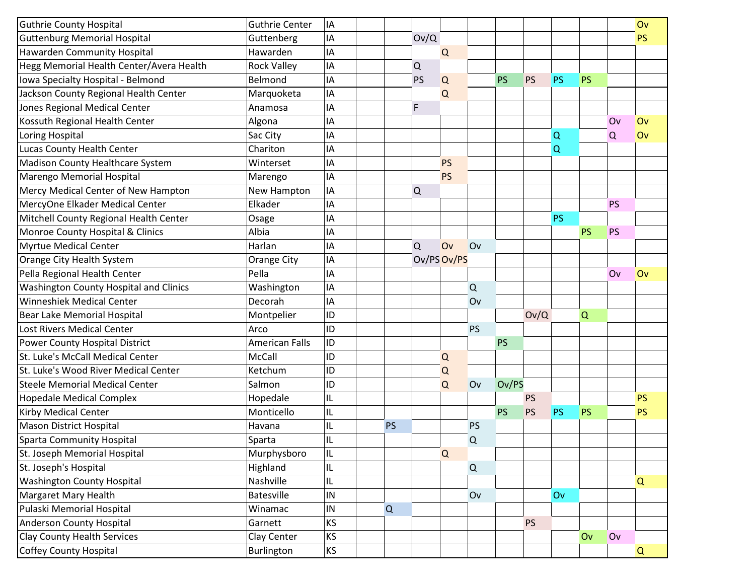| | | | | | | | | | | | | | |
|---|---|---|---|---|---|---|---|---|---|---|---|---|---|
| Guthrie County Hospital | Guthrie Center | IA | | | | | | | | | | | Ov |
| Guttenburg Memorial Hospital | Guttenberg | IA | | | Ov/Q | | | | | | | | PS |
| Hawarden Community Hospital | Hawarden | IA | | | | Q | | | | | | | |
| Hegg Memorial Health Center/Avera Health | Rock Valley | IA | | | Q | | | | | | | | |
| Iowa Specialty Hospital - Belmond | Belmond | IA | | | PS | Q | | PS | PS | PS | PS | | |
| Jackson County Regional Health Center | Marquoketa | IA | | | | Q | | | | | | | |
| Jones Regional Medical Center | Anamosa | IA | | | F | | | | | | | | |
| Kossuth Regional Health Center | Algona | IA | | | | | | | | | | Ov | Ov |
| Loring Hospital | Sac City | IA | | | | | | | | Q | | Q | Ov |
| Lucas County Health Center | Chariton | IA | | | | | | | | Q | | | |
| Madison County Healthcare System | Winterset | IA | | | | PS | | | | | | | |
| Marengo Memorial Hospital | Marengo | IA | | | | PS | | | | | | | |
| Mercy Medical Center of New Hampton | New Hampton | IA | | | Q | | | | | | | | |
| MercyOne Elkader Medical Center | Elkader | IA | | | | | | | | | | PS | |
| Mitchell County Regional Health Center | Osage | IA | | | | | | | | PS | | | |
| Monroe County Hospital & Clinics | Albia | IA | | | | | | | | | PS | PS | |
| Myrtue Medical Center | Harlan | IA | | | Q | Ov | Ov | | | | | | |
| Orange City Health System | Orange City | IA | | | Ov/PS | Ov/PS | | | | | | | |
| Pella Regional Health Center | Pella | IA | | | | | | | | | | Ov | Ov |
| Washington County Hospital and Clinics | Washington | IA | | | | | Q | | | | | | |
| Winneshiek Medical Center | Decorah | IA | | | | | Ov | | | | | | |
| Bear Lake Memorial Hospital | Montpelier | ID | | | | | | | Ov/Q | | Q | | |
| Lost Rivers Medical Center | Arco | ID | | | | | PS | | | | | | |
| Power County Hospital District | American Falls | ID | | | | | | PS | | | | | |
| St. Luke's McCall Medical Center | McCall | ID | | | | Q | | | | | | | |
| St. Luke's Wood River Medical Center | Ketchum | ID | | | | Q | | | | | | | |
| Steele Memorial Medical Center | Salmon | ID | | | | Q | Ov | Ov/PS | | | | | |
| Hopedale Medical Complex | Hopedale | IL | | | | | | | PS | | | | PS |
| Kirby Medical Center | Monticello | IL | | | | | | PS | PS | PS | PS | | PS |
| Mason District Hospital | Havana | IL | | PS | | | PS | | | | | | |
| Sparta Community Hospital | Sparta | IL | | | | | Q | | | | | | |
| St. Joseph Memorial Hospital | Murphysboro | IL | | | | Q | | | | | | | |
| St. Joseph's Hospital | Highland | IL | | | | | Q | | | | | | |
| Washington County Hospital | Nashville | IL | | | | | | | | | | | Q |
| Margaret Mary Health | Batesville | IN | | | | | Ov | | | Ov | | | |
| Pulaski Memorial Hospital | Winamac | IN | | Q | | | | | | | | | |
| Anderson County Hospital | Garnett | KS | | | | | | | PS | | | | |
| Clay County Health Services | Clay Center | KS | | | | | | | | | Ov | Ov | |
| Coffey County Hospital | Burlington | KS | | | | | | | | | | | Q |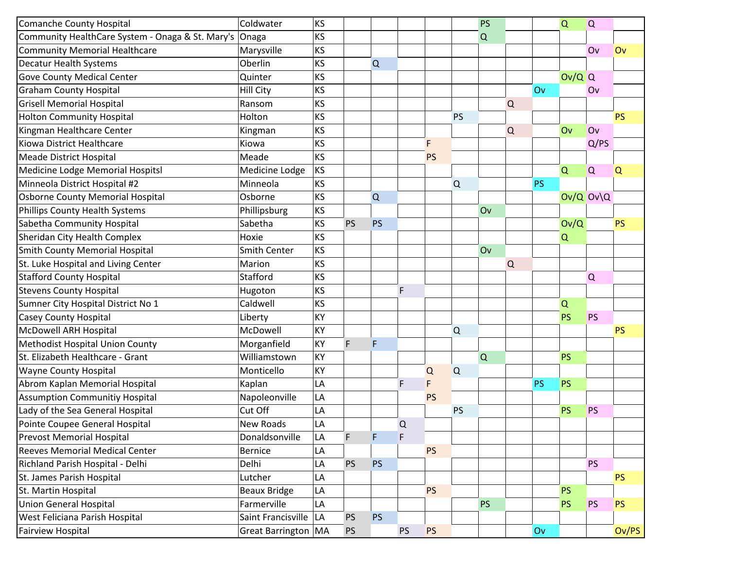| | | | | | | | | | | | | | |
|---|---|---|---|---|---|---|---|---|---|---|---|---|---|
| Comanche County Hospital | Coldwater | KS | | | | | | PS | | | Q | Q | |
| Community HealthCare System - Onaga & St. Mary's | Onaga | KS | | | | | | Q | | | | | |
| Community Memorial Healthcare | Marysville | KS | | | | | | | | | | Ov | Ov |
| Decatur Health Systems | Oberlin | KS | | Q | | | | | | | | | |
| Gove County Medical Center | Quinter | KS | | | | | | | | | Ov/Q | Q | |
| Graham County Hospital | Hill City | KS | | | | | | | | Ov | | Ov | |
| Grisell Memorial Hospital | Ransom | KS | | | | | | | Q | | | | |
| Holton Community Hospital | Holton | KS | | | | | PS | | | | | | PS |
| Kingman Healthcare Center | Kingman | KS | | | | | | | Q | | Ov | Ov | |
| Kiowa District Healthcare | Kiowa | KS | | | | F | | | | | | Q/PS | |
| Meade District Hospital | Meade | KS | | | | PS | | | | | | | |
| Medicine Lodge Memorial Hospitsl | Medicine Lodge | KS | | | | | | | | | Q | Q | Q |
| Minneola District Hospital #2 | Minneola | KS | | | | | Q | | | PS | | | |
| Osborne County Memorial Hospital | Osborne | KS | | Q | | | | | | | Ov/Q | Ov\Q | |
| Phillips County Health Systems | Phillipsburg | KS | | | | | | Ov | | | | | |
| Sabetha Community Hospital | Sabetha | KS | PS | PS | | | | | | | Ov/Q | | PS |
| Sheridan City Health Complex | Hoxie | KS | | | | | | | | | Q | | |
| Smith County Memorial Hospital | Smith Center | KS | | | | | | Ov | | | | | |
| St. Luke Hospital and Living Center | Marion | KS | | | | | | | Q | | | | |
| Stafford County Hospital | Stafford | KS | | | | | | | | | | Q | |
| Stevens County Hospital | Hugoton | KS | | | F | | | | | | | | |
| Sumner City Hospital District No 1 | Caldwell | KS | | | | | | | | | Q | | |
| Casey County Hospital | Liberty | KY | | | | | | | | | PS | PS | |
| McDowell ARH Hospital | McDowell | KY | | | | | Q | | | | | | PS |
| Methodist Hospital Union County | Morganfield | KY | F | F | | | | | | | | | |
| St. Elizabeth Healthcare - Grant | Williamstown | KY | | | | | | Q | | | PS | | |
| Wayne County Hospital | Monticello | KY | | | | Q | Q | | | | | | |
| Abrom Kaplan Memorial Hospital | Kaplan | LA | | | F | F | | | | PS | PS | | |
| Assumption Communitiy Hospital | Napoleonville | LA | | | | PS | | | | | | | |
| Lady of the Sea General Hospital | Cut Off | LA | | | | | PS | | | | PS | PS | |
| Pointe Coupee General Hospital | New Roads | LA | | | Q | | | | | | | | |
| Prevost Memorial Hospital | Donaldsonville | LA | F | F | F | | | | | | | | |
| Reeves Memorial Medical Center | Bernice | LA | | | | PS | | | | | | | |
| Richland Parish Hospital - Delhi | Delhi | LA | PS | PS | | | | | | | | PS | |
| St. James Parish Hospital | Lutcher | LA | | | | | | | | | | | PS |
| St. Martin Hospital | Beaux Bridge | LA | | | | PS | | | | | PS | | |
| Union General Hospital | Farmerville | LA | | | | | | PS | | | PS | PS | PS |
| West Feliciana Parish Hospital | Saint Francisville | LA | PS | PS | | | | | | | | | |
| Fairview Hospital | Great Barrington | MA | PS | | PS | PS | | | | Ov | | | Ov/PS |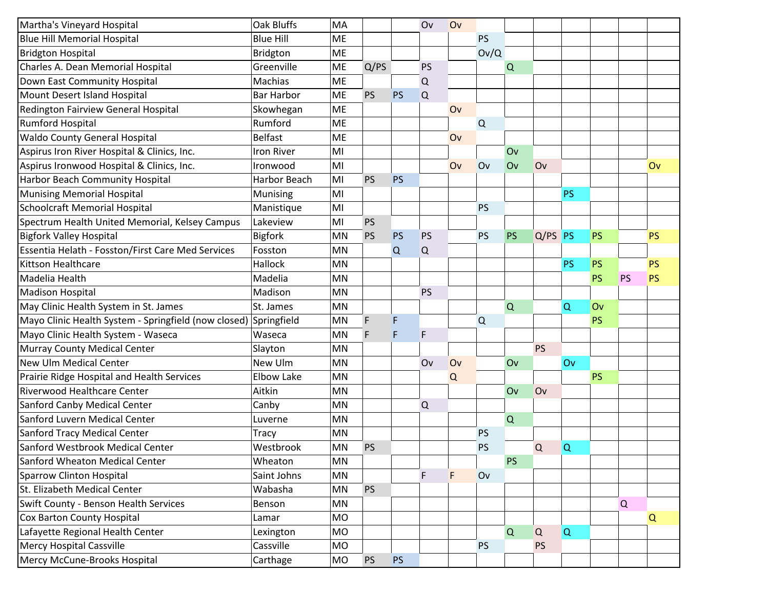| | | | | | | | | | | | | | |
|---|---|---|---|---|---|---|---|---|---|---|---|---|---|
| Martha's Vineyard Hospital | Oak Bluffs | MA | | | Ov | Ov | | | | | | | |
| Blue Hill Memorial Hospital | Blue Hill | ME | | | | | PS | | | | | | |
| Bridgton Hospital | Bridgton | ME | | | | | Ov/Q | | | | | | |
| Charles A. Dean Memorial Hospital | Greenville | ME | Q/PS | | PS | | | Q | | | | | |
| Down East Community Hospital | Machias | ME | | | Q | | | | | | | | |
| Mount Desert Island Hospital | Bar Harbor | ME | PS | PS | Q | | | | | | | | |
| Redington Fairview General Hospital | Skowhegan | ME | | | | Ov | | | | | | | |
| Rumford Hospital | Rumford | ME | | | | | Q | | | | | | |
| Waldo County General Hospital | Belfast | ME | | | | Ov | | | | | | | |
| Aspirus Iron River Hospital & Clinics, Inc. | Iron River | MI | | | | | | Ov | | | | | |
| Aspirus Ironwood Hospital & Clinics, Inc. | Ironwood | MI | | | | Ov | Ov | Ov | Ov | | | | Ov |
| Harbor Beach Community Hospital | Harbor Beach | MI | PS | PS | | | | | | | | | |
| Munising Memorial Hospital | Munising | MI | | | | | | | | PS | | | |
| Schoolcraft Memorial Hospital | Manistique | MI | | | | | PS | | | | | | |
| Spectrum Health United Memorial, Kelsey Campus | Lakeview | MI | PS | | | | | | | | | | |
| Bigfork Valley Hospital | Bigfork | MN | PS | PS | PS | | PS | PS | Q/PS | PS | PS | | PS |
| Essentia Helath - Fosston/First Care Med Services | Fosston | MN | | Q | Q | | | | | | | | |
| Kittson Healthcare | Hallock | MN | | | | | | | | PS | PS | | PS |
| Madelia Health | Madelia | MN | | | | | | | | | PS | PS | PS |
| Madison Hospital | Madison | MN | | | PS | | | | | | | | |
| May Clinic Health System in St. James | St. James | MN | | | | | | Q | | Q | Ov | | |
| Mayo Clinic Health System - Springfield (now closed) | Springfield | MN | F | F | | | Q | | | | PS | | |
| Mayo Clinic Health System - Waseca | Waseca | MN | F | F | F | | | | | | | | |
| Murray County Medical Center | Slayton | MN | | | | | | | PS | | | | |
| New Ulm Medical Center | New Ulm | MN | | | Ov | Ov | | Ov | | Ov | | | |
| Prairie Ridge Hospital and Health Services | Elbow Lake | MN | | | | Q | | | | | PS | | |
| Riverwood Healthcare Center | Aitkin | MN | | | | | | Ov | Ov | | | | |
| Sanford Canby Medical Center | Canby | MN | | | Q | | | | | | | | |
| Sanford Luvern Medical Center | Luverne | MN | | | | | | Q | | | | | |
| Sanford Tracy Medical Center | Tracy | MN | | | | | PS | | | | | | |
| Sanford Westbrook Medical Center | Westbrook | MN | PS | | | | PS | | Q | Q | | | |
| Sanford Wheaton Medical Center | Wheaton | MN | | | | | | PS | | | | | |
| Sparrow Clinton Hospital | Saint Johns | MN | | | F | F | Ov | | | | | | |
| St. Elizabeth Medical Center | Wabasha | MN | PS | | | | | | | | | | |
| Swift County - Benson Health Services | Benson | MN | | | | | | | | | | Q | |
| Cox Barton County Hospital | Lamar | MO | | | | | | | | | | | Q |
| Lafayette Regional Health Center | Lexington | MO | | | | | | Q | Q | Q | | | |
| Mercy Hospital Cassville | Cassville | MO | | | | | PS | | PS | | | | |
| Mercy McCune-Brooks Hospital | Carthage | MO | PS | PS | | | | | | | | | |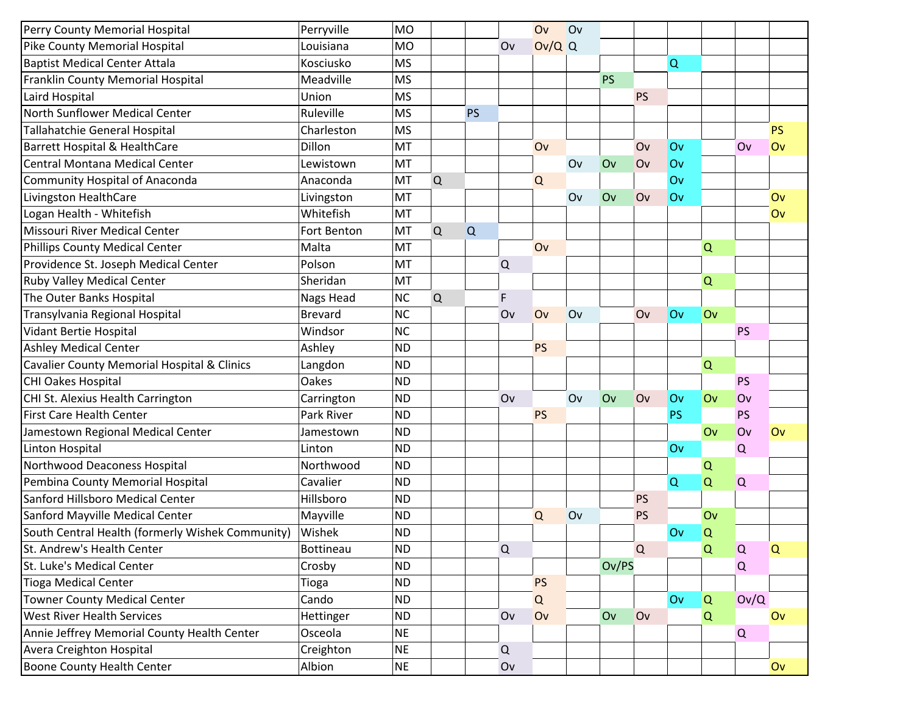| | | | | | | | | | | | | | |
|---|---|---|---|---|---|---|---|---|---|---|---|---|---|
| Perry County Memorial Hospital | Perryville | MO | | | | Ov | Ov | | | | | | |
| Pike County Memorial Hospital | Louisiana | MO | | | Ov | Ov/Q | Q | | | | | | |
| Baptist Medical Center Attala | Kosciusko | MS | | | | | | | | Q | | | |
| Franklin County Memorial Hospital | Meadville | MS | | | | | | PS | | | | | |
| Laird Hospital | Union | MS | | | | | | | PS | | | | |
| North Sunflower Medical Center | Ruleville | MS | | PS | | | | | | | | | |
| Tallahatchie General Hospital | Charleston | MS | | | | | | | | | | | PS |
| Barrett Hospital & HealthCare | Dillon | MT | | | | Ov | | | Ov | Ov | | Ov | Ov |
| Central Montana Medical Center | Lewistown | MT | | | | | Ov | Ov | Ov | Ov | | | |
| Community Hospital of Anaconda | Anaconda | MT | Q | | | Q | | | | Ov | | | |
| Livingston HealthCare | Livingston | MT | | | | | Ov | Ov | Ov | Ov | | | Ov |
| Logan Health - Whitefish | Whitefish | MT | | | | | | | | | | | Ov |
| Missouri River Medical Center | Fort Benton | MT | Q | Q | | | | | | | | | |
| Phillips County Medical Center | Malta | MT | | | | Ov | | | | | Q | | |
| Providence St. Joseph Medical Center | Polson | MT | | | Q | | | | | | | | |
| Ruby Valley Medical Center | Sheridan | MT | | | | | | | | | Q | | |
| The Outer Banks Hospital | Nags Head | NC | Q | | F | | | | | | | | |
| Transylvania Regional Hospital | Brevard | NC | | | Ov | Ov | Ov | | Ov | Ov | Ov | | |
| Vidant Bertie Hospital | Windsor | NC | | | | | | | | | | PS | |
| Ashley Medical Center | Ashley | ND | | | | PS | | | | | | | |
| Cavalier County Memorial Hospital & Clinics | Langdon | ND | | | | | | | | | Q | | |
| CHI Oakes Hospital | Oakes | ND | | | | | | | | | | PS | |
| CHI St. Alexius Health Carrington | Carrington | ND | | | Ov | | Ov | Ov | Ov | Ov | Ov | Ov | |
| First Care Health Center | Park River | ND | | | | PS | | | | PS | | PS | |
| Jamestown Regional Medical Center | Jamestown | ND | | | | | | | | | Ov | Ov | Ov |
| Linton Hospital | Linton | ND | | | | | | | | Ov | | Q | |
| Northwood Deaconess Hospital | Northwood | ND | | | | | | | | | Q | | |
| Pembina County Memorial Hospital | Cavalier | ND | | | | | | | | Q | Q | Q | |
| Sanford Hillsboro Medical Center | Hillsboro | ND | | | | | | | PS | | | | |
| Sanford Mayville Medical Center | Mayville | ND | | | | Q | Ov | | PS | | Ov | | |
| South Central Health (formerly Wishek Community) | Wishek | ND | | | | | | | | Ov | Q | | |
| St. Andrew's Health Center | Bottineau | ND | | | Q | | | | Q | | Q | Q | Q |
| St. Luke's Medical Center | Crosby | ND | | | | | | Ov/PS | | | | Q | |
| Tioga Medical Center | Tioga | ND | | | | PS | | | | | | | |
| Towner County Medical Center | Cando | ND | | | | Q | | | | Ov | Q | Ov/Q | |
| West River Health Services | Hettinger | ND | | | Ov | Ov | | Ov | Ov | | Q | | Ov |
| Annie Jeffrey Memorial County Health Center | Osceola | NE | | | | | | | | | | Q | |
| Avera Creighton Hospital | Creighton | NE | | | Q | | | | | | | | |
| Boone County Health Center | Albion | NE | | | Ov | | | | | | | | Ov |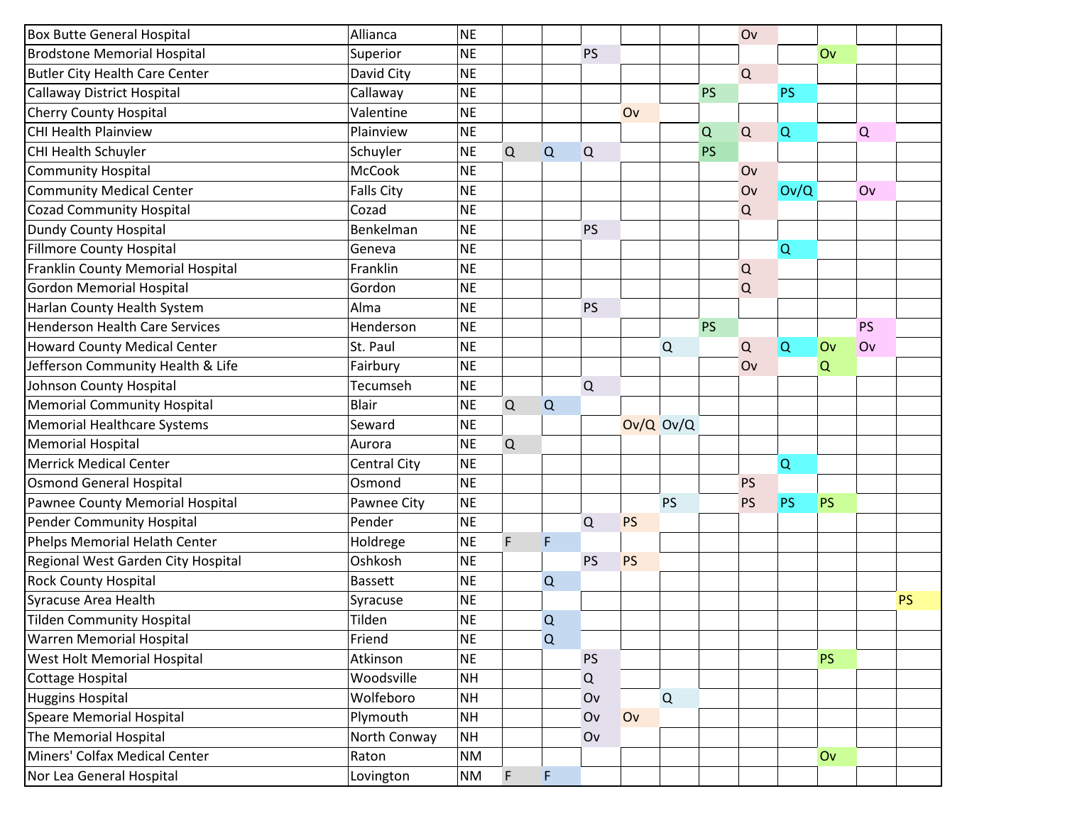| | | | | | | | | | | | | | |
|---|---|---|---|---|---|---|---|---|---|---|---|---|---|
| Box Butte General Hospital | Allianca | NE | | | | | | | Ov | | | | |
| Brodstone Memorial Hospital | Superior | NE | | | PS | | | | | | Ov | | |
| Butler City Health Care Center | David City | NE | | | | | | | Q | | | | |
| Callaway District Hospital | Callaway | NE | | | | | | PS | | PS | | | |
| Cherry County Hospital | Valentine | NE | | | | Ov | | | | | | | |
| CHI Health Plainview | Plainview | NE | | | | | | Q | Q | Q | | Q | |
| CHI Health Schuyler | Schuyler | NE | Q | Q | Q | | | PS | | | | | |
| Community Hospital | McCook | NE | | | | | | | Ov | | | | |
| Community Medical Center | Falls City | NE | | | | | | | Ov | Ov/Q | | Ov | |
| Cozad Community Hospital | Cozad | NE | | | | | | | Q | | | | |
| Dundy County Hospital | Benkelman | NE | | | PS | | | | | | | | |
| Fillmore County Hospital | Geneva | NE | | | | | | | | Q | | | |
| Franklin County Memorial Hospital | Franklin | NE | | | | | | | Q | | | | |
| Gordon Memorial Hospital | Gordon | NE | | | | | | | Q | | | | |
| Harlan County Health System | Alma | NE | | | PS | | | | | | | | |
| Henderson Health Care Services | Henderson | NE | | | | | | PS | | | | PS | |
| Howard County Medical Center | St. Paul | NE | | | | | Q | | Q | Q | Ov | Ov | |
| Jefferson Community Health & Life | Fairbury | NE | | | | | | | Ov | | Q | | |
| Johnson County Hospital | Tecumseh | NE | | | Q | | | | | | | | |
| Memorial Community Hospital | Blair | NE | Q | Q | | | | | | | | | |
| Memorial Healthcare Systems | Seward | NE | | | | Ov/Q | Ov/Q | | | | | | |
| Memorial Hospital | Aurora | NE | Q | | | | | | | | | | |
| Merrick Medical Center | Central City | NE | | | | | | | | Q | | | |
| Osmond General Hospital | Osmond | NE | | | | | | | PS | | | | |
| Pawnee County Memorial Hospital | Pawnee City | NE | | | | | PS | | PS | PS | PS | | |
| Pender Community Hospital | Pender | NE | | | Q | PS | | | | | | | |
| Phelps Memorial Helath Center | Holdrege | NE | F | F | | | | | | | | | |
| Regional West Garden City Hospital | Oshkosh | NE | | | PS | PS | | | | | | | |
| Rock County Hospital | Bassett | NE | | Q | | | | | | | | | |
| Syracuse Area Health | Syracuse | NE | | | | | | | | | | | PS |
| Tilden Community Hospital | Tilden | NE | | Q | | | | | | | | | |
| Warren Memorial Hospital | Friend | NE | | Q | | | | | | | | | |
| West Holt Memorial Hospital | Atkinson | NE | | | PS | | | | | | PS | | |
| Cottage Hospital | Woodsville | NH | | | Q | | | | | | | | |
| Huggins Hospital | Wolfeboro | NH | | | Ov | | Q | | | | | | |
| Speare Memorial Hospital | Plymouth | NH | | | Ov | Ov | | | | | | | |
| The Memorial Hospital | North Conway | NH | | | Ov | | | | | | | | |
| Miners' Colfax Medical Center | Raton | NM | | | | | | | | | Ov | | |
| Nor Lea General Hospital | Lovington | NM | F | F | | | | | | | | | |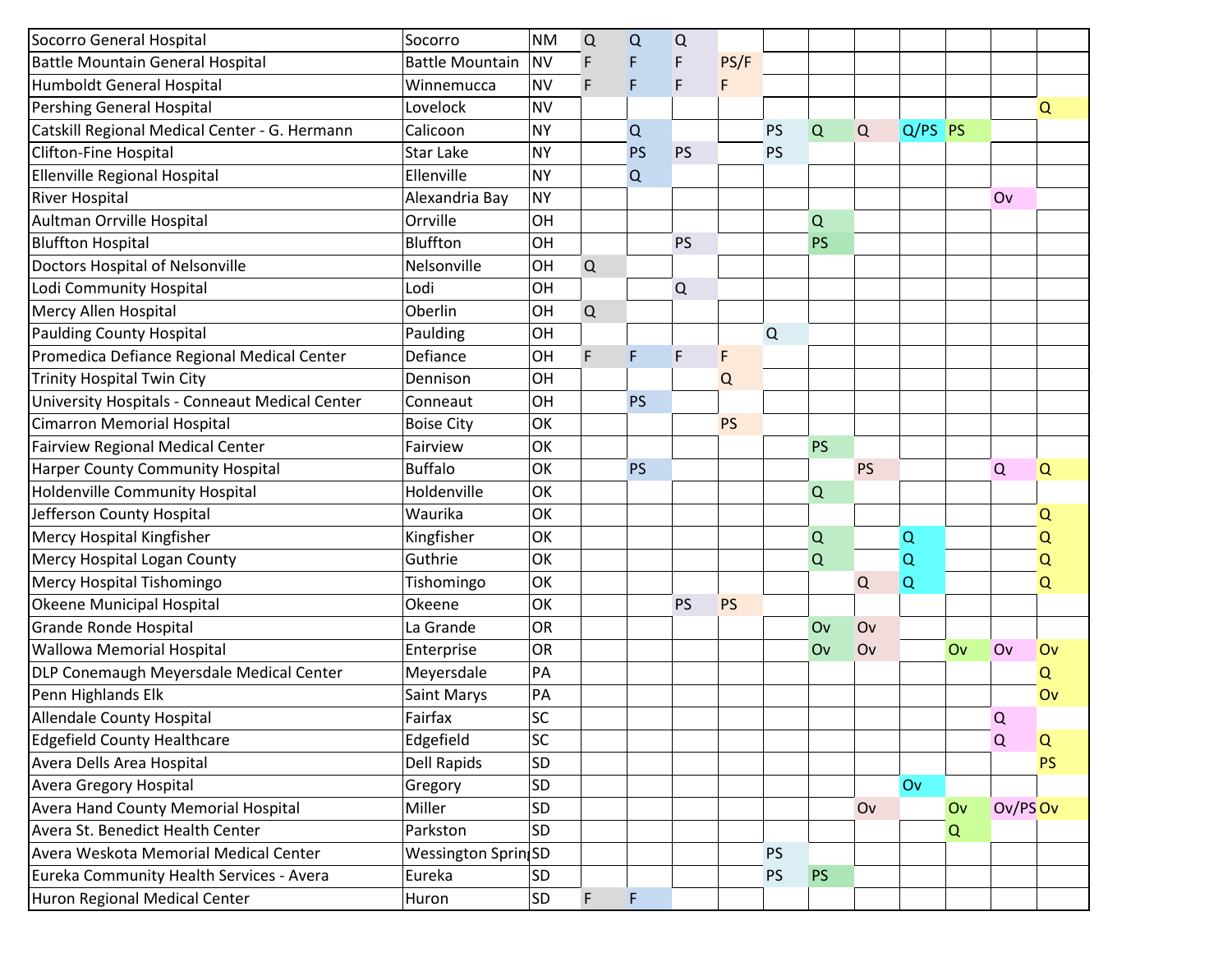| | | | | | | | | | | | | | |
|---|---|---|---|---|---|---|---|---|---|---|---|---|---|
| Socorro General Hospital | Socorro | NM | Q | Q | Q | | | | | | | | |
| Battle Mountain General Hospital | Battle Mountain | NV | F | F | F | PS/F | | | | | | | |
| Humboldt General Hospital | Winnemucca | NV | F | F | F | F | | | | | | | |
| Pershing General Hospital | Lovelock | NV | | | | | | | | | | | Q |
| Catskill Regional Medical Center - G. Hermann | Calicoon | NY | | Q | | | PS | Q | Q | Q/PS | PS | | |
| Clifton-Fine Hospital | Star Lake | NY | | PS | PS | | PS | | | | | | |
| Ellenville Regional Hospital | Ellenville | NY | | Q | | | | | | | | | |
| River Hospital | Alexandria Bay | NY | | | | | | | | | | Ov | |
| Aultman Orrville Hospital | Orrville | OH | | | | | | Q | | | | | |
| Bluffton Hospital | Bluffton | OH | | | PS | | | PS | | | | | |
| Doctors Hospital of Nelsonville | Nelsonville | OH | Q | | | | | | | | | | |
| Lodi Community Hospital | Lodi | OH | | | Q | | | | | | | | |
| Mercy Allen Hospital | Oberlin | OH | Q | | | | | | | | | | |
| Paulding County Hospital | Paulding | OH | | | | | Q | | | | | | |
| Promedica Defiance Regional Medical Center | Defiance | OH | F | F | F | F | | | | | | | |
| Trinity Hospital Twin City | Dennison | OH | | | | Q | | | | | | | |
| University Hospitals - Conneaut Medical Center | Conneaut | OH | | PS | | | | | | | | | |
| Cimarron Memorial Hospital | Boise City | OK | | | | PS | | | | | | | |
| Fairview Regional Medical Center | Fairview | OK | | | | | | PS | | | | | |
| Harper County Community Hospital | Buffalo | OK | | PS | | | | | PS | | | Q | Q |
| Holdenville Community Hospital | Holdenville | OK | | | | | | Q | | | | | |
| Jefferson County Hospital | Waurika | OK | | | | | | | | | | | Q |
| Mercy Hospital Kingfisher | Kingfisher | OK | | | | | | Q | | Q | | | Q |
| Mercy Hospital Logan County | Guthrie | OK | | | | | | Q | | Q | | | Q |
| Mercy Hospital Tishomingo | Tishomingo | OK | | | | | | | Q | Q | | | Q |
| Okeene Municipal Hospital | Okeene | OK | | | PS | PS | | | | | | | |
| Grande Ronde Hospital | La Grande | OR | | | | | | Ov | Ov | | | | |
| Wallowa Memorial Hospital | Enterprise | OR | | | | | | Ov | Ov | | Ov | Ov | Ov |
| DLP Conemaugh Meyersdale Medical Center | Meyersdale | PA | | | | | | | | | | | Q |
| Penn Highlands Elk | Saint Marys | PA | | | | | | | | | | | Ov |
| Allendale County Hospital | Fairfax | SC | | | | | | | | | | Q | |
| Edgefield County Healthcare | Edgefield | SC | | | | | | | | | | Q | Q |
| Avera Dells Area Hospital | Dell Rapids | SD | | | | | | | | | | | PS |
| Avera Gregory Hospital | Gregory | SD | | | | | | | | Ov | | | |
| Avera Hand County Memorial Hospital | Miller | SD | | | | | | | Ov | | Ov | Ov/PS | Ov |
| Avera St. Benedict Health Center | Parkston | SD | | | | | | | | | Q | | |
| Avera Weskota Memorial Medical Center | Wessington Spring | SD | | | | | PS | | | | | | |
| Eureka Community Health Services - Avera | Eureka | SD | | | | | PS | PS | | | | | |
| Huron Regional Medical Center | Huron | SD | F | F | | | | | | | | | |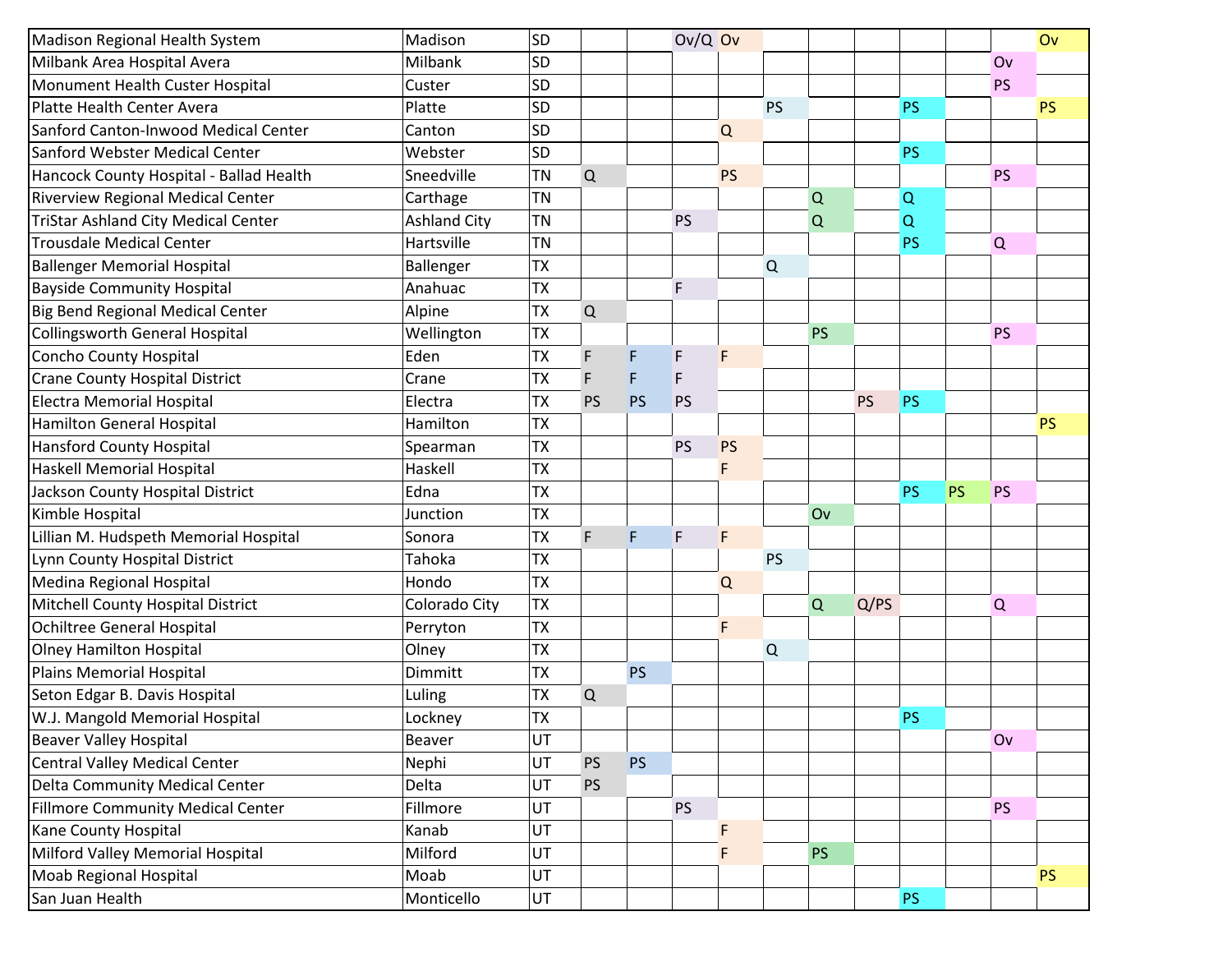| | | | | | | | | | | | | | |
|---|---|---|---|---|---|---|---|---|---|---|---|---|---|
| Madison Regional Health System | Madison | SD | | | Ov/Q | Ov | | | | | | | Ov |
| Milbank Area Hospital Avera | Milbank | SD | | | | | | | | | | Ov | |
| Monument Health Custer Hospital | Custer | SD | | | | | | | | | | PS | |
| Platte Health Center Avera | Platte | SD | | | | | PS | | | PS | | | PS |
| Sanford Canton-Inwood Medical Center | Canton | SD | | | | Q | | | | | | | |
| Sanford Webster Medical Center | Webster | SD | | | | | | | | PS | | | |
| Hancock County Hospital - Ballad Health | Sneedville | TN | Q | | | PS | | | | | | PS | |
| Riverview Regional Medical Center | Carthage | TN | | | | | | Q | | Q | | | |
| TriStar Ashland City Medical Center | Ashland City | TN | | | PS | | | Q | | Q | | | |
| Trousdale Medical Center | Hartsville | TN | | | | | | | | PS | | Q | |
| Ballenger Memorial Hospital | Ballenger | TX | | | | | Q | | | | | | |
| Bayside Community Hospital | Anahuac | TX | | | F | | | | | | | | |
| Big Bend Regional Medical Center | Alpine | TX | Q | | | | | | | | | | |
| Collingsworth General Hospital | Wellington | TX | | | | | | PS | | | | PS | |
| Concho County Hospital | Eden | TX | F | F | F | F | | | | | | | |
| Crane County Hospital District | Crane | TX | F | F | F | | | | | | | | |
| Electra Memorial Hospital | Electra | TX | PS | PS | PS | | | | PS | PS | | | |
| Hamilton General Hospital | Hamilton | TX | | | | | | | | | | | PS |
| Hansford County Hospital | Spearman | TX | | | PS | PS | | | | | | | |
| Haskell Memorial Hospital | Haskell | TX | | | | F | | | | | | | |
| Jackson County Hospital District | Edna | TX | | | | | | | | PS | PS | PS | |
| Kimble Hospital | Junction | TX | | | | | | Ov | | | | | |
| Lillian M. Hudspeth Memorial Hospital | Sonora | TX | F | F | F | F | | | | | | | |
| Lynn County Hospital District | Tahoka | TX | | | | | PS | | | | | | |
| Medina Regional Hospital | Hondo | TX | | | | Q | | | | | | | |
| Mitchell County Hospital District | Colorado City | TX | | | | | | Q | Q/PS | | | Q | |
| Ochiltree General Hospital | Perryton | TX | | | | F | | | | | | | |
| Olney Hamilton Hospital | Olney | TX | | | | | Q | | | | | | |
| Plains Memorial Hospital | Dimmitt | TX | | PS | | | | | | | | | |
| Seton Edgar B. Davis Hospital | Luling | TX | Q | | | | | | | | | | |
| W.J. Mangold Memorial Hospital | Lockney | TX | | | | | | | | PS | | | |
| Beaver Valley Hospital | Beaver | UT | | | | | | | | | | Ov | |
| Central Valley Medical Center | Nephi | UT | PS | PS | | | | | | | | | |
| Delta Community Medical Center | Delta | UT | PS | | | | | | | | | | |
| Fillmore Community Medical Center | Fillmore | UT | | | PS | | | | | | | PS | |
| Kane County Hospital | Kanab | UT | | | | F | | | | | | | |
| Milford Valley Memorial Hospital | Milford | UT | | | | F | | PS | | | | | |
| Moab Regional Hospital | Moab | UT | | | | | | | | | | | PS |
| San Juan Health | Monticello | UT | | | | | | | | PS | | | |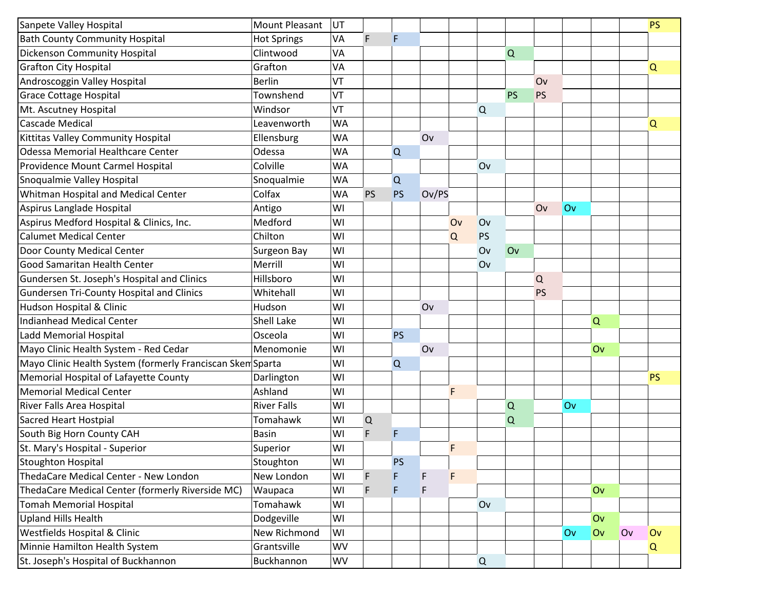| | | | | | | | | | | | | | |
|---|---|---|---|---|---|---|---|---|---|---|---|---|---|
| Sanpete Valley Hospital | Mount Pleasant | UT | | | | | | | | | | | PS |
| Bath County Community Hospital | Hot Springs | VA | F | F | | | | | | | | | |
| Dickenson Community Hospital | Clintwood | VA | | | | | | Q | | | | | |
| Grafton City Hospital | Grafton | VA | | | | | | | | | | | Q |
| Androscoggin Valley Hospital | Berlin | VT | | | | | | | Ov | | | | |
| Grace Cottage Hospital | Townshend | VT | | | | | | PS | PS | | | | |
| Mt. Ascutney Hospital | Windsor | VT | | | | | Q | | | | | | |
| Cascade Medical | Leavenworth | WA | | | | | | | | | | | Q |
| Kittitas Valley Community Hospital | Ellensburg | WA | | | Ov | | | | | | | | |
| Odessa Memorial Healthcare Center | Odessa | WA | | Q | | | | | | | | | |
| Providence Mount Carmel Hospital | Colville | WA | | | | | Ov | | | | | | |
| Snoqualmie Valley Hospital | Snoqualmie | WA | | Q | | | | | | | | | |
| Whitman Hospital and Medical Center | Colfax | WA | PS | PS | Ov/PS | | | | | | | | |
| Aspirus Langlade Hospital | Antigo | WI | | | | | | | Ov | Ov | | | |
| Aspirus Medford Hospital & Clinics, Inc. | Medford | WI | | | | Ov | Ov | | | | | | |
| Calumet Medical Center | Chilton | WI | | | | Q | PS | | | | | | |
| Door County Medical Center | Surgeon Bay | WI | | | | | Ov | Ov | | | | | |
| Good Samaritan Health Center | Merrill | WI | | | | | Ov | | | | | | |
| Gundersen St. Joseph's Hospital and Clinics | Hillsboro | WI | | | | | | | Q | | | | |
| Gundersen Tri-County Hospital and Clinics | Whitehall | WI | | | | | | | PS | | | | |
| Hudson Hospital & Clinic | Hudson | WI | | | Ov | | | | | | | | |
| Indianhead Medical Center | Shell Lake | WI | | | | | | | | | Q | | |
| Ladd Memorial Hospital | Osceola | WI | | PS | | | | | | | | | |
| Mayo Clinic Health System - Red Cedar | Menomonie | WI | | | Ov | | | | | | Ov | | |
| Mayo Clinic Health System (formerly Franciscan Skem | Sparta | WI | | Q | | | | | | | | | |
| Memorial Hospital of Lafayette County | Darlington | WI | | | | | | | | | | | PS |
| Memorial Medical Center | Ashland | WI | | | | F | | | | | | | |
| River Falls Area Hospital | River Falls | WI | | | | | | Q | | Ov | | | |
| Sacred Heart Hostpial | Tomahawk | WI | Q | | | | | Q | | | | | |
| South Big Horn County CAH | Basin | WI | F | F | | | | | | | | | |
| St. Mary's Hospital - Superior | Superior | WI | | | | F | | | | | | | |
| Stoughton Hospital | Stoughton | WI | | PS | | | | | | | | | |
| ThedaCare Medical Center - New London | New London | WI | F | F | F | F | | | | | | | |
| ThedaCare Medical Center (formerly Riverside MC) | Waupaca | WI | F | F | F | | | | | | Ov | | |
| Tomah Memorial Hospital | Tomahawk | WI | | | | | Ov | | | | | | |
| Upland Hills Health | Dodgeville | WI | | | | | | | | | Ov | | |
| Westfields Hospital & Clinic | New Richmond | WI | | | | | | | | Ov | Ov | Ov | Ov |
| Minnie Hamilton Health System | Grantsville | WV | | | | | | | | | | | Q |
| St. Joseph's Hospital of Buckhannon | Buckhannon | WV | | | | | Q | | | | | | |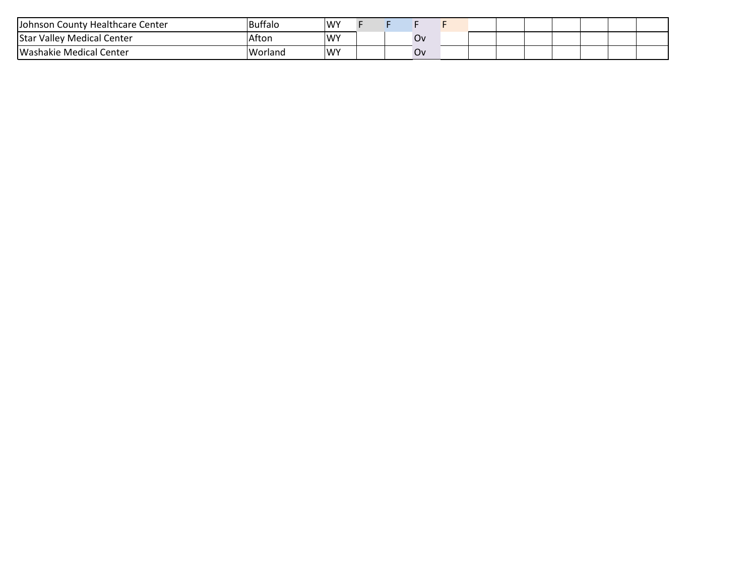| | | | | | | | | | | | | | | |
|---|---|---|---|---|---|---|---|---|---|---|---|---|---|---|
| Johnson County Healthcare Center | Buffalo | WY | F | F | F | F | | | | | | | | |
| Star Valley Medical Center | Afton | WY | | | Ov | | | | | | | | | |
| Washakie Medical Center | Worland | WY | | | Ov | | | | | | | | | |